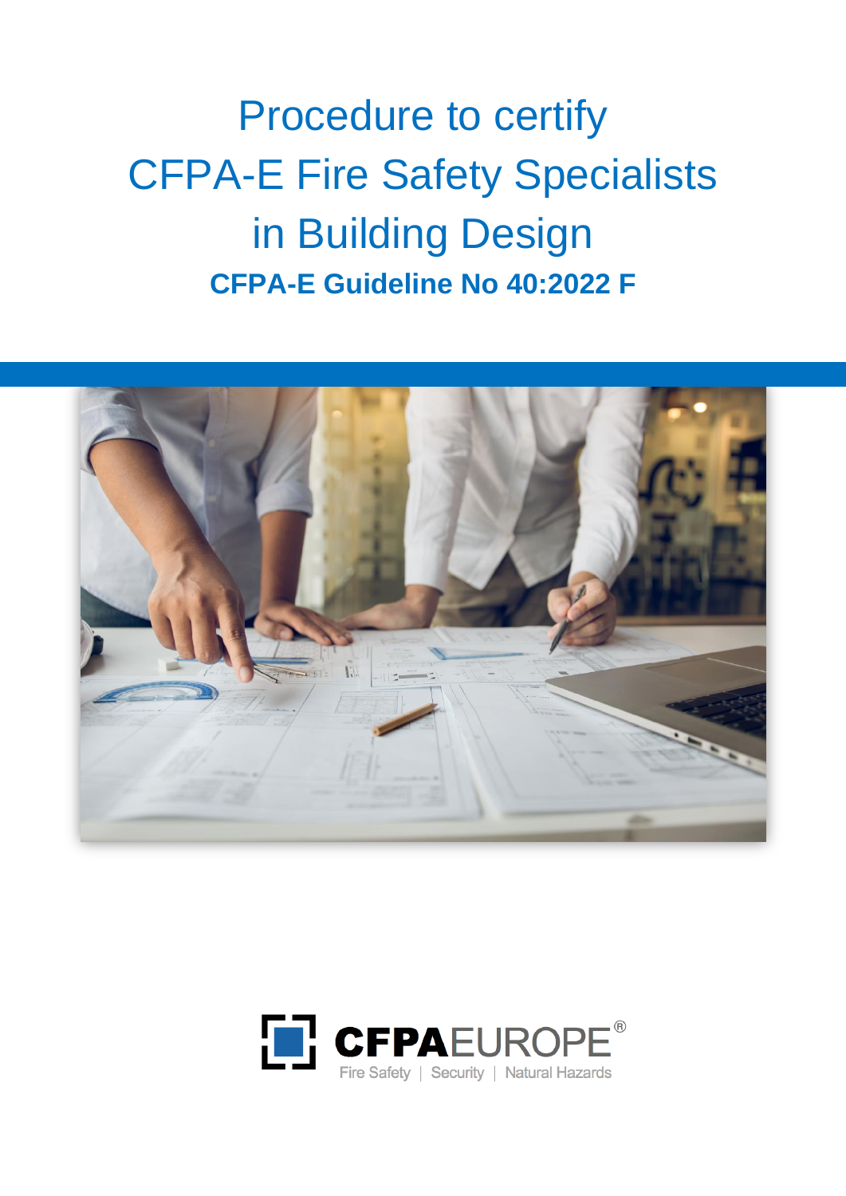# Procedure to certify CFPA-E Fire Safety Specialists in Building Design

**CFPA-E Guideline No 40:2022 F**

CFPAEUROPE®

Fire Safety | Security | Natural Hazards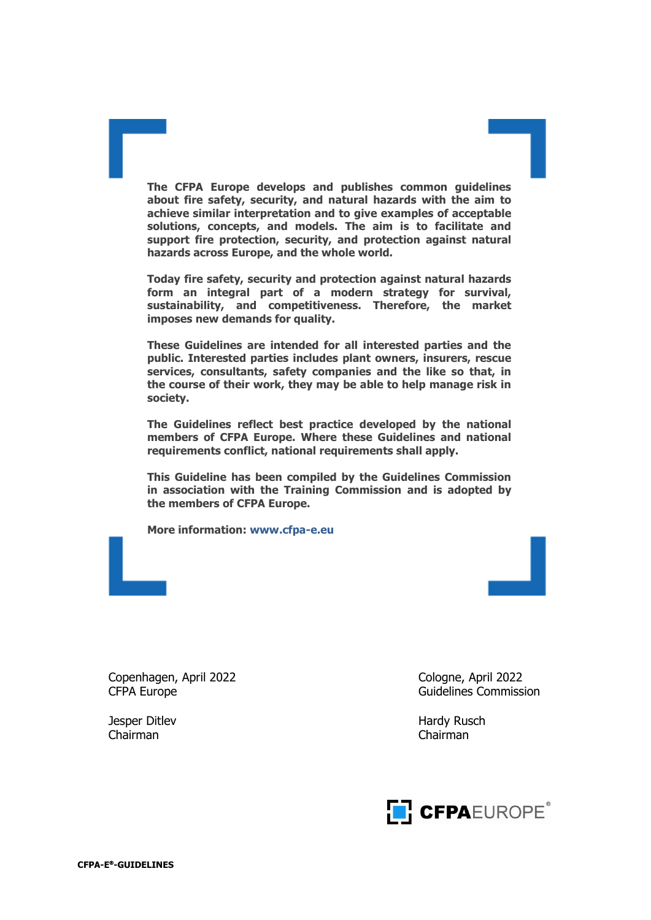**The CFPA Europe develops and publishes common guidelines about fire safety, security, and natural hazards with the aim to achieve similar interpretation and to give examples of acceptable solutions, concepts, and models. The aim is to facilitate and support fire protection, security, and protection against natural hazards across Europe, and the whole world.**

**Today fire safety, security and protection against natural hazards form an integral part of a modern strategy for survival, sustainability, and competitiveness. Therefore, the market imposes new demands for quality.**

**These Guidelines are intended for all interested parties and the public. Interested parties includes plant owners, insurers, rescue services, consultants, safety companies and the like so that, in the course of their work, they may be able to help manage risk in society.**

**The Guidelines reflect best practice developed by the national members of CFPA Europe. Where these Guidelines and national requirements conflict, national requirements shall apply.**

**This Guideline has been compiled by the Guidelines Commission in association with the Training Commission and is adopted by the members of CFPA Europe.**

**More information: www.cfpa-e.eu**

Copenhagen, April 2022
CFPA Europe

Jesper Ditlev
Chairman

Cologne, April 2022
Guidelines Commission

Hardy Rusch
Chairman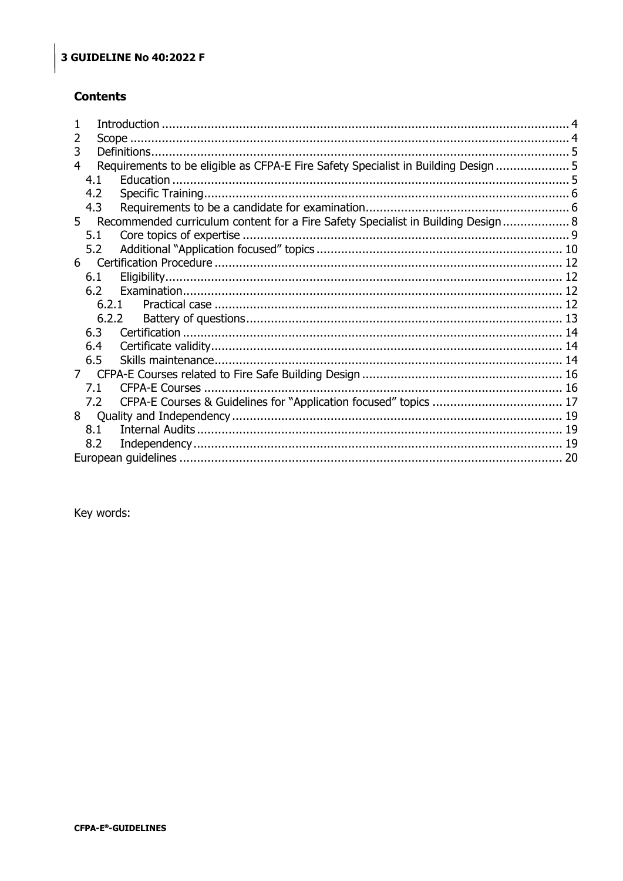## Contents

1 Introduction ........................................................................................................... 4
2 Scope .................................................................................................................... 4
3 Definitions.............................................................................................................. 5
4 Requirements to be eligible as CFPA-E Fire Safety Specialist in Building Design ..................... 5
   4.1 Education ........................................................................................................ 5
   4.2 Specific Training............................................................................................... 6
   4.3 Requirements to be a candidate for examination.................................................. 6
5 Recommended curriculum content for a Fire Safety Specialist in Building Design ................... 8
   5.1 Core topics of expertise ..................................................................................... 9
   5.2 Additional "Application focused" topics ............................................................... 10
6 Certification Procedure .......................................................................................... 12
   6.1 Eligibility......................................................................................................... 12
   6.2 Examination.................................................................................................... 12
      6.2.1 Practical case ........................................................................................... 12
      6.2.2 Battery of questions................................................................................... 13
   6.3 Certification .................................................................................................... 14
   6.4 Certificate validity............................................................................................ 14
   6.5 Skills maintenance........................................................................................... 14
7 CFPA-E Courses related to Fire Safe Building Design ................................................. 16
   7.1 CFPA-E Courses .............................................................................................. 16
   7.2 CFPA-E Courses & Guidelines for "Application focused" topics ................................ 17
8 Quality and Independency ..................................................................................... 19
   8.1 Internal Audits ................................................................................................ 19
   8.2 Independency.................................................................................................. 19
European guidelines ................................................................................................. 20

Key words: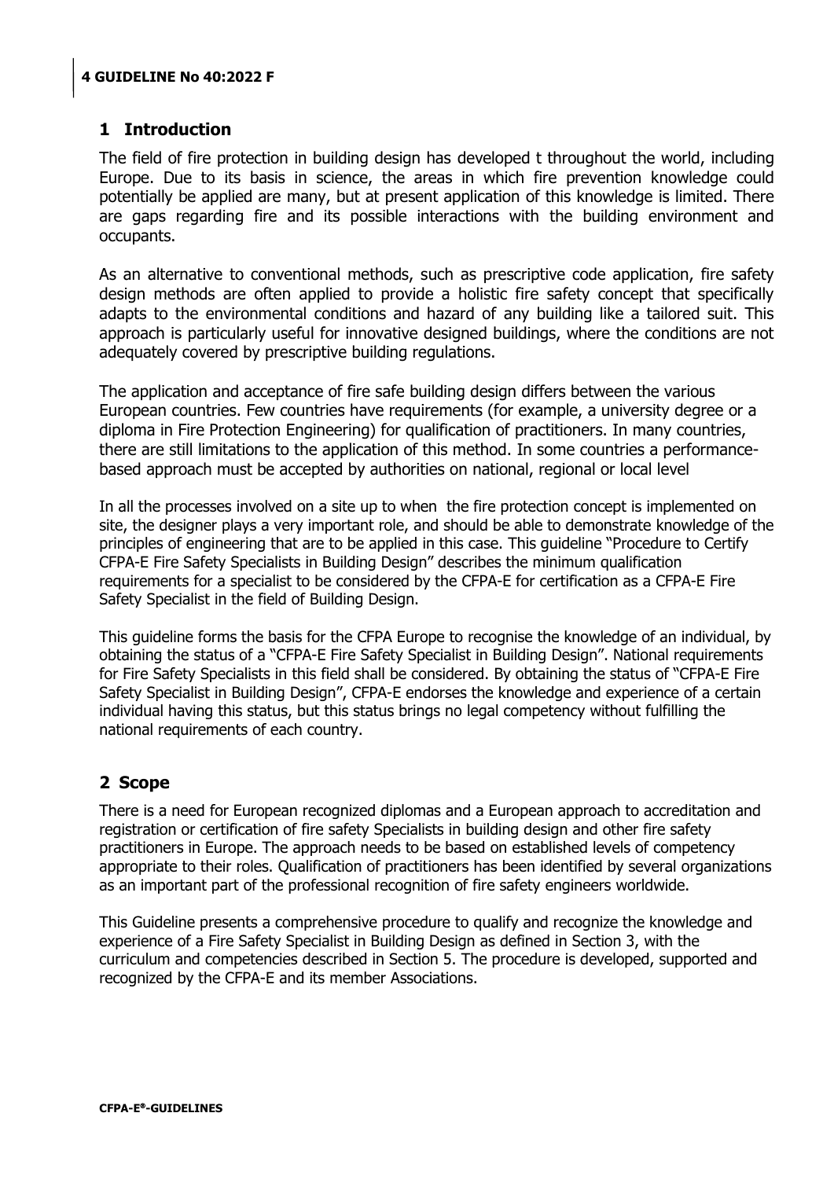## 1 Introduction

The field of fire protection in building design has developed t throughout the world, including Europe. Due to its basis in science, the areas in which fire prevention knowledge could potentially be applied are many, but at present application of this knowledge is limited. There are gaps regarding fire and its possible interactions with the building environment and occupants.

As an alternative to conventional methods, such as prescriptive code application, fire safety design methods are often applied to provide a holistic fire safety concept that specifically adapts to the environmental conditions and hazard of any building like a tailored suit. This approach is particularly useful for innovative designed buildings, where the conditions are not adequately covered by prescriptive building regulations.

The application and acceptance of fire safe building design differs between the various European countries. Few countries have requirements (for example, a university degree or a diploma in Fire Protection Engineering) for qualification of practitioners. In many countries, there are still limitations to the application of this method. In some countries a performance-based approach must be accepted by authorities on national, regional or local level

In all the processes involved on a site up to when the fire protection concept is implemented on site, the designer plays a very important role, and should be able to demonstrate knowledge of the principles of engineering that are to be applied in this case. This guideline "Procedure to Certify CFPA-E Fire Safety Specialists in Building Design" describes the minimum qualification requirements for a specialist to be considered by the CFPA-E for certification as a CFPA-E Fire Safety Specialist in the field of Building Design.

This guideline forms the basis for the CFPA Europe to recognise the knowledge of an individual, by obtaining the status of a "CFPA-E Fire Safety Specialist in Building Design". National requirements for Fire Safety Specialists in this field shall be considered. By obtaining the status of "CFPA-E Fire Safety Specialist in Building Design", CFPA-E endorses the knowledge and experience of a certain individual having this status, but this status brings no legal competency without fulfilling the national requirements of each country.

## 2 Scope

There is a need for European recognized diplomas and a European approach to accreditation and registration or certification of fire safety Specialists in building design and other fire safety practitioners in Europe. The approach needs to be based on established levels of competency appropriate to their roles. Qualification of practitioners has been identified by several organizations as an important part of the professional recognition of fire safety engineers worldwide.

This Guideline presents a comprehensive procedure to qualify and recognize the knowledge and experience of a Fire Safety Specialist in Building Design as defined in Section 3, with the curriculum and competencies described in Section 5. The procedure is developed, supported and recognized by the CFPA-E and its member Associations.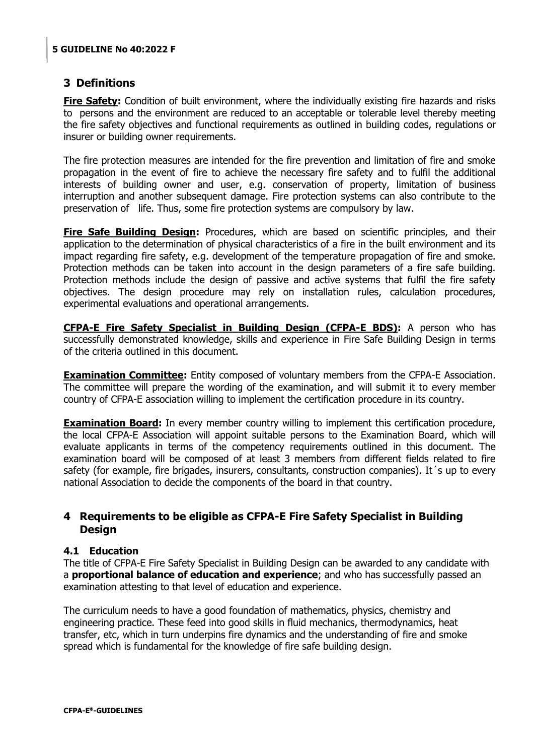## 3 Definitions

**Fire Safety:** Condition of built environment, where the individually existing fire hazards and risks to persons and the environment are reduced to an acceptable or tolerable level thereby meeting the fire safety objectives and functional requirements as outlined in building codes, regulations or insurer or building owner requirements.

The fire protection measures are intended for the fire prevention and limitation of fire and smoke propagation in the event of fire to achieve the necessary fire safety and to fulfil the additional interests of building owner and user, e.g. conservation of property, limitation of business interruption and another subsequent damage. Fire protection systems can also contribute to the preservation of life. Thus, some fire protection systems are compulsory by law.

**Fire Safe Building Design:** Procedures, which are based on scientific principles, and their application to the determination of physical characteristics of a fire in the built environment and its impact regarding fire safety, e.g. development of the temperature propagation of fire and smoke. Protection methods can be taken into account in the design parameters of a fire safe building. Protection methods include the design of passive and active systems that fulfil the fire safety objectives. The design procedure may rely on installation rules, calculation procedures, experimental evaluations and operational arrangements.

**CFPA-E Fire Safety Specialist in Building Design (CFPA-E BDS):** A person who has successfully demonstrated knowledge, skills and experience in Fire Safe Building Design in terms of the criteria outlined in this document.

**Examination Committee:** Entity composed of voluntary members from the CFPA-E Association. The committee will prepare the wording of the examination, and will submit it to every member country of CFPA-E association willing to implement the certification procedure in its country.

**Examination Board:** In every member country willing to implement this certification procedure, the local CFPA-E Association will appoint suitable persons to the Examination Board, which will evaluate applicants in terms of the competency requirements outlined in this document. The examination board will be composed of at least 3 members from different fields related to fire safety (for example, fire brigades, insurers, consultants, construction companies). It´s up to every national Association to decide the components of the board in that country.

## 4 Requirements to be eligible as CFPA-E Fire Safety Specialist in Building Design

### 4.1 Education

The title of CFPA-E Fire Safety Specialist in Building Design can be awarded to any candidate with a **proportional balance of education and experience**; and who has successfully passed an examination attesting to that level of education and experience.

The curriculum needs to have a good foundation of mathematics, physics, chemistry and engineering practice. These feed into good skills in fluid mechanics, thermodynamics, heat transfer, etc, which in turn underpins fire dynamics and the understanding of fire and smoke spread which is fundamental for the knowledge of fire safe building design.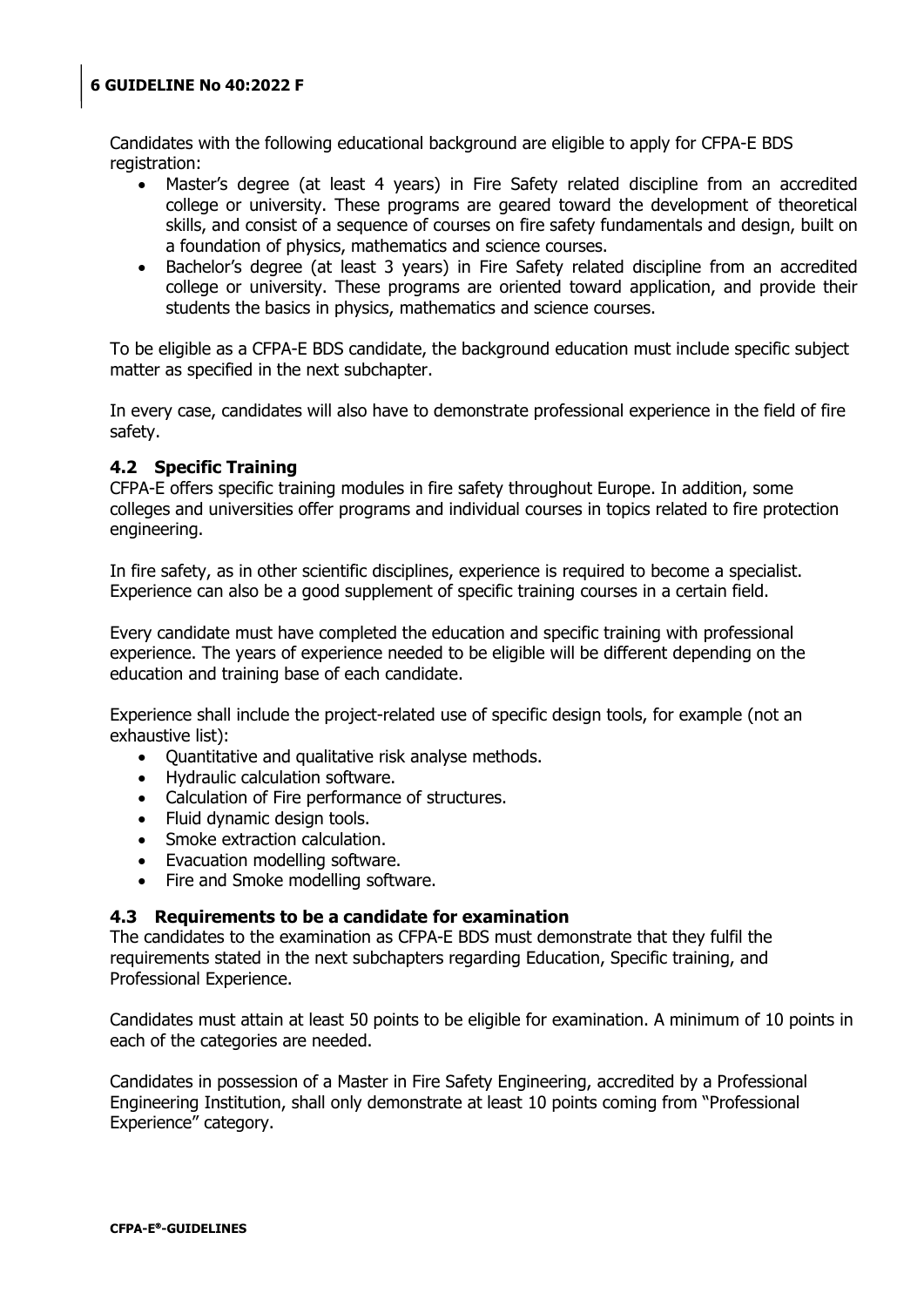Candidates with the following educational background are eligible to apply for CFPA-E BDS registration:

- Master's degree (at least 4 years) in Fire Safety related discipline from an accredited college or university. These programs are geared toward the development of theoretical skills, and consist of a sequence of courses on fire safety fundamentals and design, built on a foundation of physics, mathematics and science courses.
- Bachelor's degree (at least 3 years) in Fire Safety related discipline from an accredited college or university. These programs are oriented toward application, and provide their students the basics in physics, mathematics and science courses.

To be eligible as a CFPA-E BDS candidate, the background education must include specific subject matter as specified in the next subchapter.

In every case, candidates will also have to demonstrate professional experience in the field of fire safety.

### 4.2 Specific Training

CFPA-E offers specific training modules in fire safety throughout Europe. In addition, some colleges and universities offer programs and individual courses in topics related to fire protection engineering.

In fire safety, as in other scientific disciplines, experience is required to become a specialist. Experience can also be a good supplement of specific training courses in a certain field.

Every candidate must have completed the education and specific training with professional experience. The years of experience needed to be eligible will be different depending on the education and training base of each candidate.

Experience shall include the project-related use of specific design tools, for example (not an exhaustive list):

- Quantitative and qualitative risk analyse methods.
- Hydraulic calculation software.
- Calculation of Fire performance of structures.
- Fluid dynamic design tools.
- Smoke extraction calculation.
- Evacuation modelling software.
- Fire and Smoke modelling software.

### 4.3 Requirements to be a candidate for examination

The candidates to the examination as CFPA-E BDS must demonstrate that they fulfil the requirements stated in the next subchapters regarding Education, Specific training, and Professional Experience.

Candidates must attain at least 50 points to be eligible for examination. A minimum of 10 points in each of the categories are needed.

Candidates in possession of a Master in Fire Safety Engineering, accredited by a Professional Engineering Institution, shall only demonstrate at least 10 points coming from "Professional Experience" category.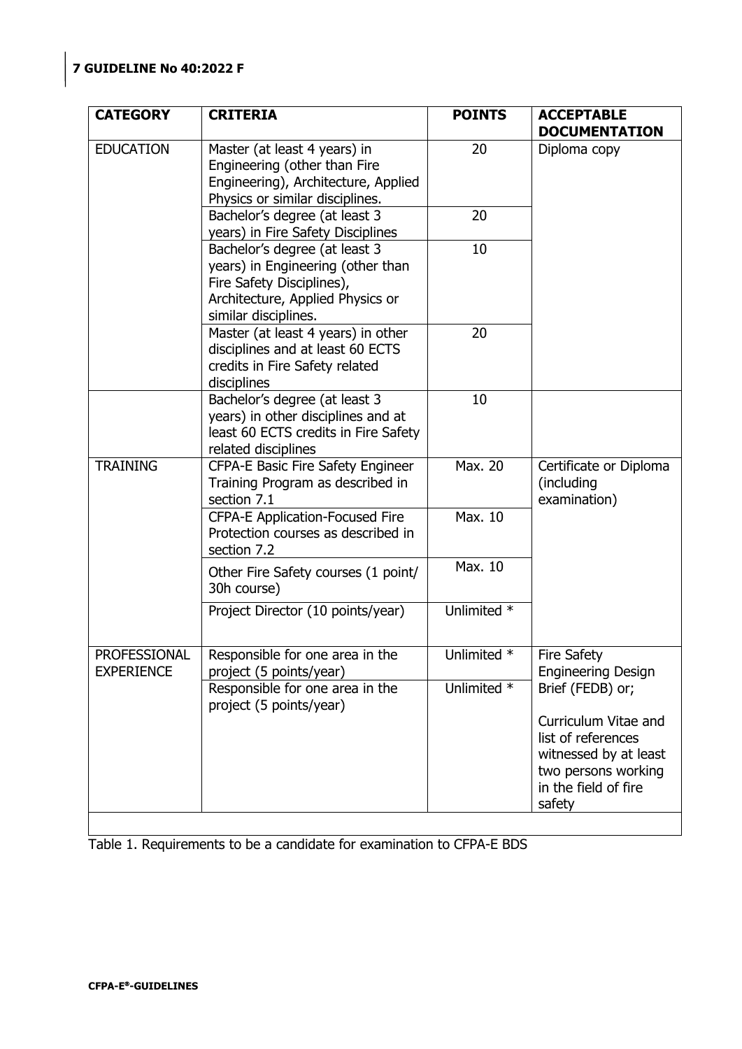| CATEGORY | CRITERIA | POINTS | ACCEPTABLE DOCUMENTATION |
|---|---|---|---|
| EDUCATION | Master (at least 4 years) in Engineering (other than Fire Engineering), Architecture, Applied Physics or similar disciplines. | 20 | Diploma copy |
| | Bachelor's degree (at least 3 years) in Fire Safety Disciplines | 20 | |
| | Bachelor's degree (at least 3 years) in Engineering (other than Fire Safety Disciplines), Architecture, Applied Physics or similar disciplines. | 10 | |
| | Master (at least 4 years) in other disciplines and at least 60 ECTS credits in Fire Safety related disciplines | 20 | |
| | Bachelor's degree (at least 3 years) in other disciplines and at least 60 ECTS credits in Fire Safety related disciplines | 10 | |
| TRAINING | CFPA-E Basic Fire Safety Engineer Training Program as described in section 7.1 | Max. 20 | Certificate or Diploma (including examination) |
| | CFPA-E Application-Focused Fire Protection courses as described in section 7.2 | Max. 10 | |
| | Other Fire Safety courses (1 point/ 30h course) | Max. 10 | |
| | Project Director (10 points/year) | Unlimited * | |
| PROFESSIONAL EXPERIENCE | Responsible for one area in the project (5 points/year) | Unlimited * | Fire Safety Engineering Design Brief (FEDB) or; Curriculum Vitae and list of references witnessed by at least two persons working in the field of fire safety |
| | Responsible for one area in the project (5 points/year) | Unlimited * | |

Table 1. Requirements to be a candidate for examination to CFPA-E BDS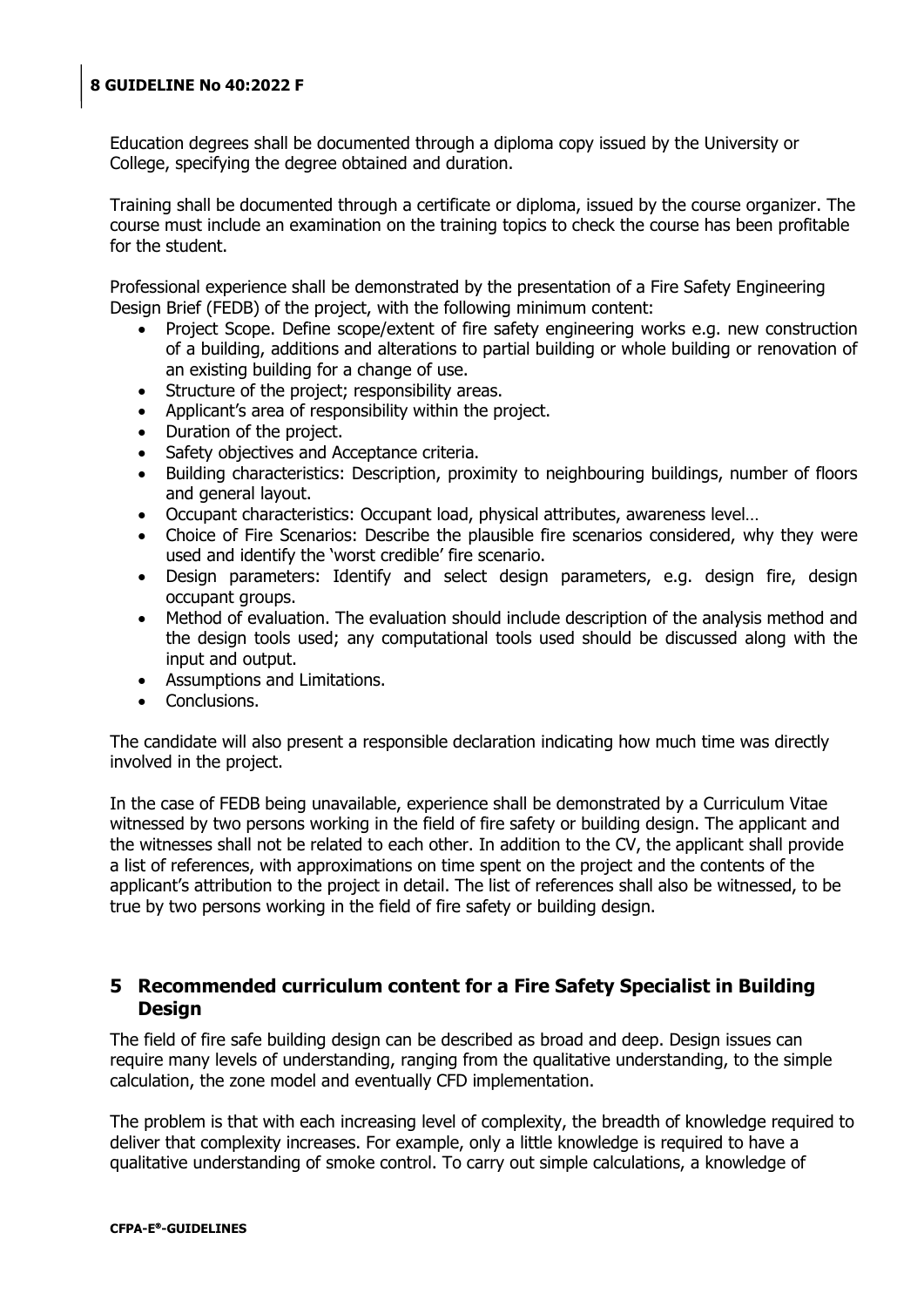Education degrees shall be documented through a diploma copy issued by the University or College, specifying the degree obtained and duration.

Training shall be documented through a certificate or diploma, issued by the course organizer. The course must include an examination on the training topics to check the course has been profitable for the student.

Professional experience shall be demonstrated by the presentation of a Fire Safety Engineering Design Brief (FEDB) of the project, with the following minimum content:

- Project Scope. Define scope/extent of fire safety engineering works e.g. new construction of a building, additions and alterations to partial building or whole building or renovation of an existing building for a change of use.
- Structure of the project; responsibility areas.
- Applicant's area of responsibility within the project.
- Duration of the project.
- Safety objectives and Acceptance criteria.
- Building characteristics: Description, proximity to neighbouring buildings, number of floors and general layout.
- Occupant characteristics: Occupant load, physical attributes, awareness level…
- Choice of Fire Scenarios: Describe the plausible fire scenarios considered, why they were used and identify the 'worst credible' fire scenario.
- Design parameters: Identify and select design parameters, e.g. design fire, design occupant groups.
- Method of evaluation. The evaluation should include description of the analysis method and the design tools used; any computational tools used should be discussed along with the input and output.
- Assumptions and Limitations.
- Conclusions.

The candidate will also present a responsible declaration indicating how much time was directly involved in the project.

In the case of FEDB being unavailable, experience shall be demonstrated by a Curriculum Vitae witnessed by two persons working in the field of fire safety or building design. The applicant and the witnesses shall not be related to each other. In addition to the CV, the applicant shall provide a list of references, with approximations on time spent on the project and the contents of the applicant's attribution to the project in detail. The list of references shall also be witnessed, to be true by two persons working in the field of fire safety or building design.

## 5 Recommended curriculum content for a Fire Safety Specialist in Building Design

The field of fire safe building design can be described as broad and deep. Design issues can require many levels of understanding, ranging from the qualitative understanding, to the simple calculation, the zone model and eventually CFD implementation.

The problem is that with each increasing level of complexity, the breadth of knowledge required to deliver that complexity increases. For example, only a little knowledge is required to have a qualitative understanding of smoke control. To carry out simple calculations, a knowledge of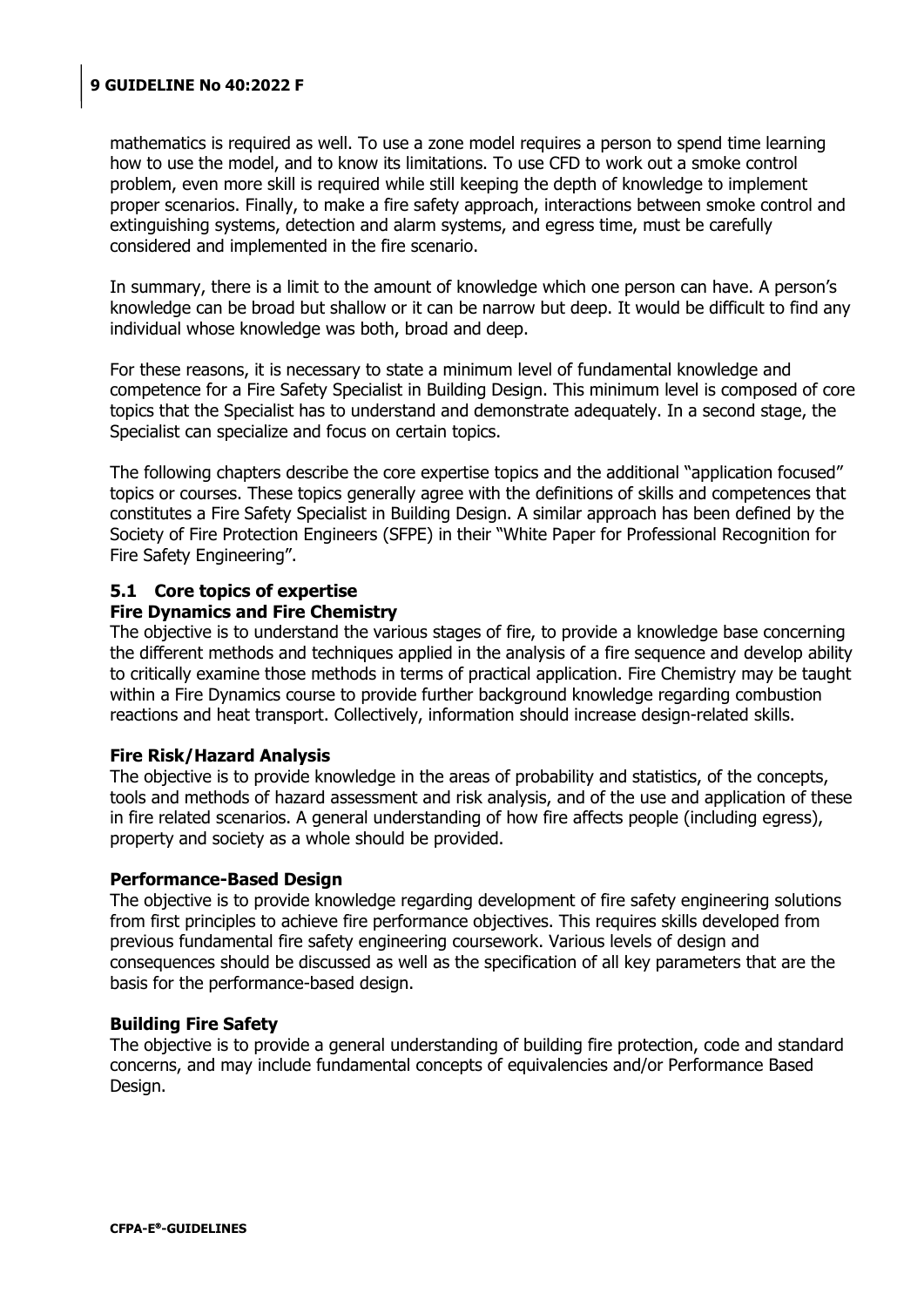mathematics is required as well. To use a zone model requires a person to spend time learning how to use the model, and to know its limitations. To use CFD to work out a smoke control problem, even more skill is required while still keeping the depth of knowledge to implement proper scenarios. Finally, to make a fire safety approach, interactions between smoke control and extinguishing systems, detection and alarm systems, and egress time, must be carefully considered and implemented in the fire scenario.

In summary, there is a limit to the amount of knowledge which one person can have. A person's knowledge can be broad but shallow or it can be narrow but deep. It would be difficult to find any individual whose knowledge was both, broad and deep.

For these reasons, it is necessary to state a minimum level of fundamental knowledge and competence for a Fire Safety Specialist in Building Design. This minimum level is composed of core topics that the Specialist has to understand and demonstrate adequately. In a second stage, the Specialist can specialize and focus on certain topics.

The following chapters describe the core expertise topics and the additional "application focused" topics or courses. These topics generally agree with the definitions of skills and competences that constitutes a Fire Safety Specialist in Building Design. A similar approach has been defined by the Society of Fire Protection Engineers (SFPE) in their "White Paper for Professional Recognition for Fire Safety Engineering".

## 5.1 Core topics of expertise

### Fire Dynamics and Fire Chemistry

The objective is to understand the various stages of fire, to provide a knowledge base concerning the different methods and techniques applied in the analysis of a fire sequence and develop ability to critically examine those methods in terms of practical application. Fire Chemistry may be taught within a Fire Dynamics course to provide further background knowledge regarding combustion reactions and heat transport. Collectively, information should increase design-related skills.

### Fire Risk/Hazard Analysis

The objective is to provide knowledge in the areas of probability and statistics, of the concepts, tools and methods of hazard assessment and risk analysis, and of the use and application of these in fire related scenarios. A general understanding of how fire affects people (including egress), property and society as a whole should be provided.

### Performance-Based Design

The objective is to provide knowledge regarding development of fire safety engineering solutions from first principles to achieve fire performance objectives. This requires skills developed from previous fundamental fire safety engineering coursework. Various levels of design and consequences should be discussed as well as the specification of all key parameters that are the basis for the performance-based design.

### Building Fire Safety

The objective is to provide a general understanding of building fire protection, code and standard concerns, and may include fundamental concepts of equivalencies and/or Performance Based Design.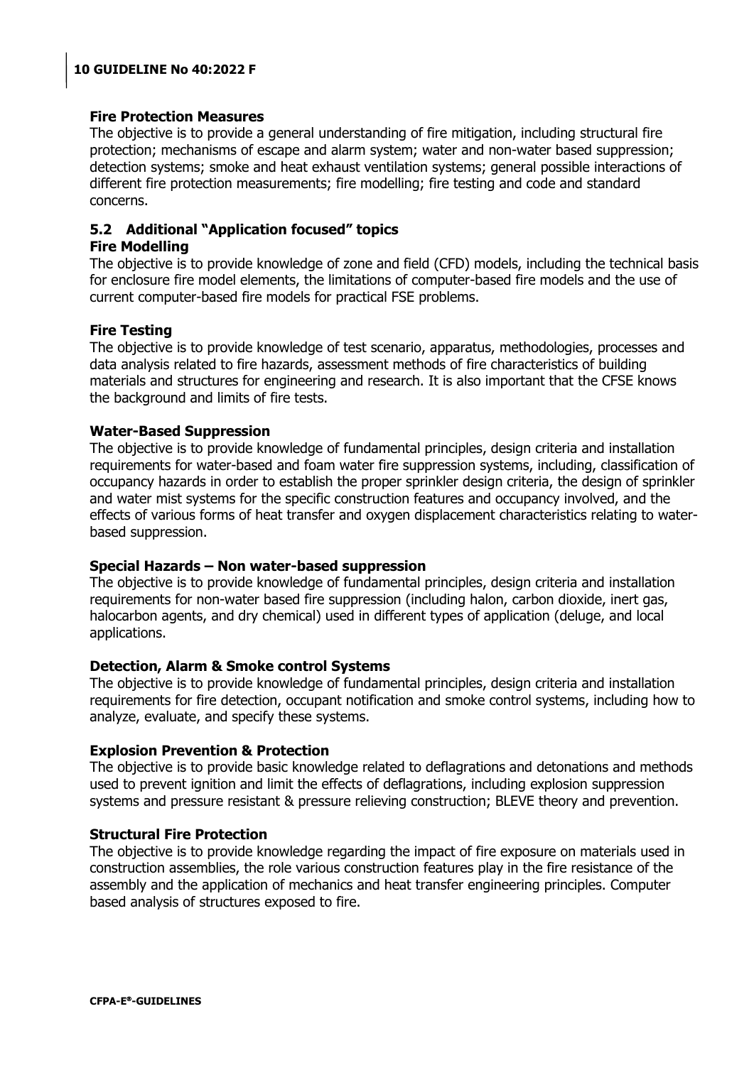**Fire Protection Measures**

The objective is to provide a general understanding of fire mitigation, including structural fire protection; mechanisms of escape and alarm system; water and non-water based suppression; detection systems; smoke and heat exhaust ventilation systems; general possible interactions of different fire protection measurements; fire modelling; fire testing and code and standard concerns.

## 5.2 Additional "Application focused" topics

**Fire Modelling**

The objective is to provide knowledge of zone and field (CFD) models, including the technical basis for enclosure fire model elements, the limitations of computer-based fire models and the use of current computer-based fire models for practical FSE problems.

**Fire Testing**

The objective is to provide knowledge of test scenario, apparatus, methodologies, processes and data analysis related to fire hazards, assessment methods of fire characteristics of building materials and structures for engineering and research. It is also important that the CFSE knows the background and limits of fire tests.

**Water-Based Suppression**

The objective is to provide knowledge of fundamental principles, design criteria and installation requirements for water-based and foam water fire suppression systems, including, classification of occupancy hazards in order to establish the proper sprinkler design criteria, the design of sprinkler and water mist systems for the specific construction features and occupancy involved, and the effects of various forms of heat transfer and oxygen displacement characteristics relating to water-based suppression.

**Special Hazards – Non water-based suppression**

The objective is to provide knowledge of fundamental principles, design criteria and installation requirements for non-water based fire suppression (including halon, carbon dioxide, inert gas, halocarbon agents, and dry chemical) used in different types of application (deluge, and local applications.

**Detection, Alarm & Smoke control Systems**

The objective is to provide knowledge of fundamental principles, design criteria and installation requirements for fire detection, occupant notification and smoke control systems, including how to analyze, evaluate, and specify these systems.

**Explosion Prevention & Protection**

The objective is to provide basic knowledge related to deflagrations and detonations and methods used to prevent ignition and limit the effects of deflagrations, including explosion suppression systems and pressure resistant & pressure relieving construction; BLEVE theory and prevention.

**Structural Fire Protection**

The objective is to provide knowledge regarding the impact of fire exposure on materials used in construction assemblies, the role various construction features play in the fire resistance of the assembly and the application of mechanics and heat transfer engineering principles. Computer based analysis of structures exposed to fire.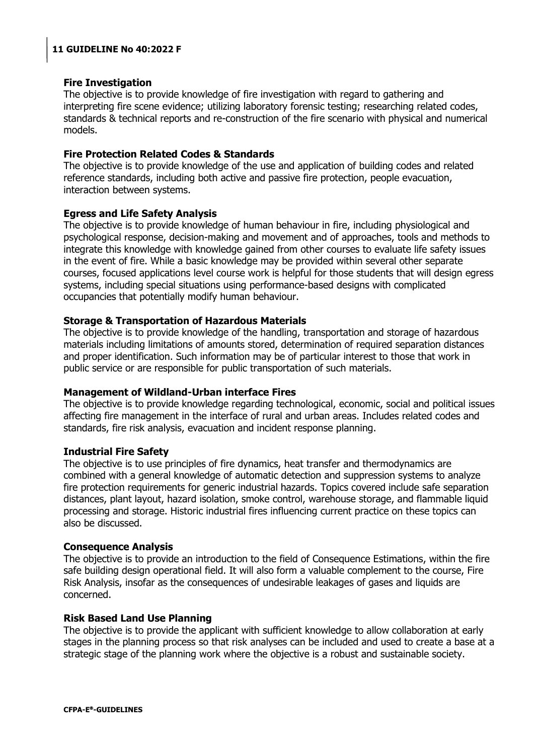### Fire Investigation

The objective is to provide knowledge of fire investigation with regard to gathering and interpreting fire scene evidence; utilizing laboratory forensic testing; researching related codes, standards & technical reports and re-construction of the fire scenario with physical and numerical models.

### Fire Protection Related Codes & Standards

The objective is to provide knowledge of the use and application of building codes and related reference standards, including both active and passive fire protection, people evacuation, interaction between systems.

### Egress and Life Safety Analysis

The objective is to provide knowledge of human behaviour in fire, including physiological and psychological response, decision-making and movement and of approaches, tools and methods to integrate this knowledge with knowledge gained from other courses to evaluate life safety issues in the event of fire. While a basic knowledge may be provided within several other separate courses, focused applications level course work is helpful for those students that will design egress systems, including special situations using performance-based designs with complicated occupancies that potentially modify human behaviour.

### Storage & Transportation of Hazardous Materials

The objective is to provide knowledge of the handling, transportation and storage of hazardous materials including limitations of amounts stored, determination of required separation distances and proper identification. Such information may be of particular interest to those that work in public service or are responsible for public transportation of such materials.

### Management of Wildland-Urban interface Fires

The objective is to provide knowledge regarding technological, economic, social and political issues affecting fire management in the interface of rural and urban areas. Includes related codes and standards, fire risk analysis, evacuation and incident response planning.

### Industrial Fire Safety

The objective is to use principles of fire dynamics, heat transfer and thermodynamics are combined with a general knowledge of automatic detection and suppression systems to analyze fire protection requirements for generic industrial hazards. Topics covered include safe separation distances, plant layout, hazard isolation, smoke control, warehouse storage, and flammable liquid processing and storage. Historic industrial fires influencing current practice on these topics can also be discussed.

### Consequence Analysis

The objective is to provide an introduction to the field of Consequence Estimations, within the fire safe building design operational field. It will also form a valuable complement to the course, Fire Risk Analysis, insofar as the consequences of undesirable leakages of gases and liquids are concerned.

### Risk Based Land Use Planning

The objective is to provide the applicant with sufficient knowledge to allow collaboration at early stages in the planning process so that risk analyses can be included and used to create a base at a strategic stage of the planning work where the objective is a robust and sustainable society.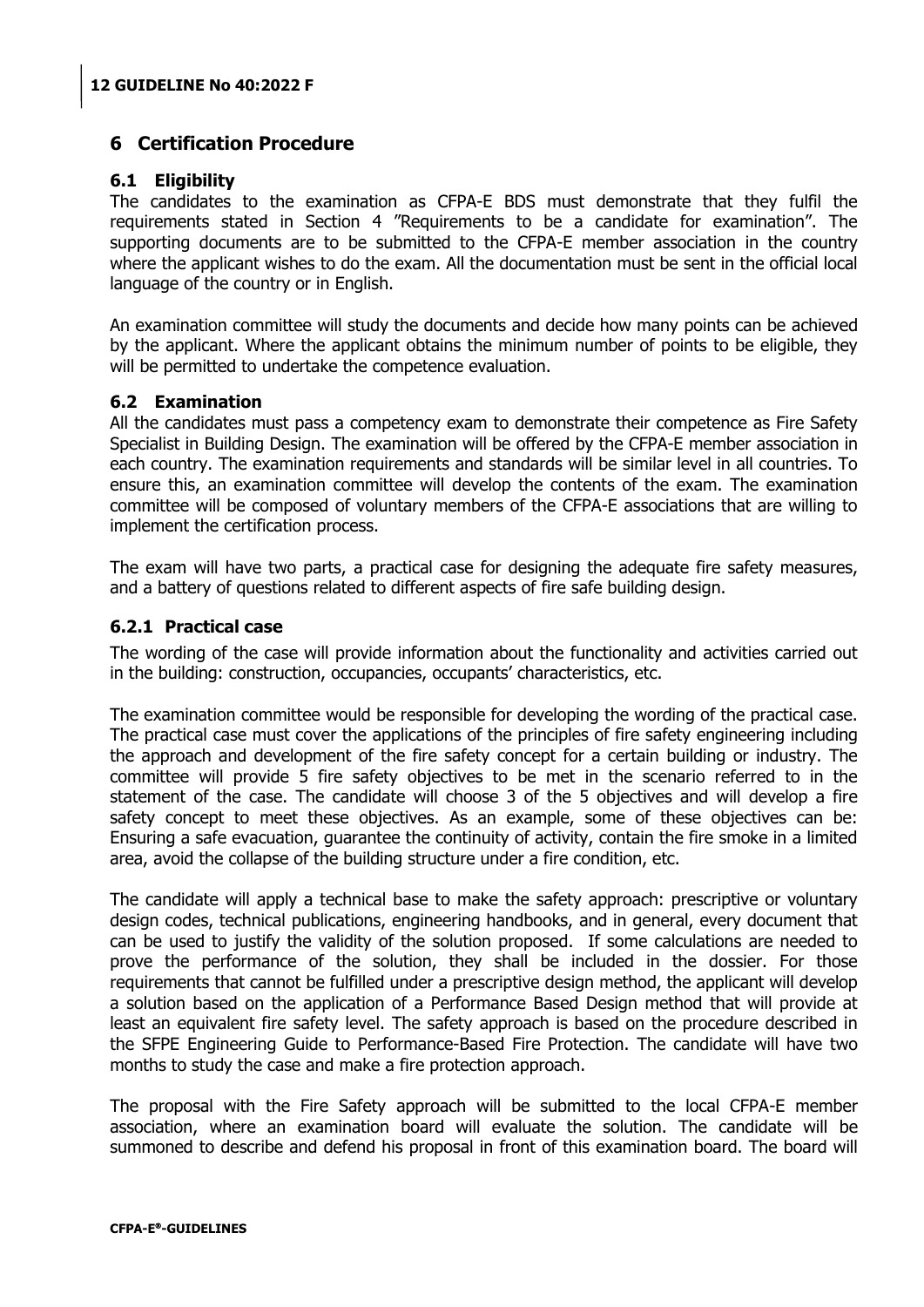## 6 Certification Procedure

### 6.1 Eligibility

The candidates to the examination as CFPA-E BDS must demonstrate that they fulfil the requirements stated in Section 4 "Requirements to be a candidate for examination". The supporting documents are to be submitted to the CFPA-E member association in the country where the applicant wishes to do the exam. All the documentation must be sent in the official local language of the country or in English.

An examination committee will study the documents and decide how many points can be achieved by the applicant. Where the applicant obtains the minimum number of points to be eligible, they will be permitted to undertake the competence evaluation.

### 6.2 Examination

All the candidates must pass a competency exam to demonstrate their competence as Fire Safety Specialist in Building Design. The examination will be offered by the CFPA-E member association in each country. The examination requirements and standards will be similar level in all countries. To ensure this, an examination committee will develop the contents of the exam. The examination committee will be composed of voluntary members of the CFPA-E associations that are willing to implement the certification process.

The exam will have two parts, a practical case for designing the adequate fire safety measures, and a battery of questions related to different aspects of fire safe building design.

#### 6.2.1 Practical case

The wording of the case will provide information about the functionality and activities carried out in the building: construction, occupancies, occupants' characteristics, etc.

The examination committee would be responsible for developing the wording of the practical case. The practical case must cover the applications of the principles of fire safety engineering including the approach and development of the fire safety concept for a certain building or industry. The committee will provide 5 fire safety objectives to be met in the scenario referred to in the statement of the case. The candidate will choose 3 of the 5 objectives and will develop a fire safety concept to meet these objectives. As an example, some of these objectives can be: Ensuring a safe evacuation, guarantee the continuity of activity, contain the fire smoke in a limited area, avoid the collapse of the building structure under a fire condition, etc.

The candidate will apply a technical base to make the safety approach: prescriptive or voluntary design codes, technical publications, engineering handbooks, and in general, every document that can be used to justify the validity of the solution proposed. If some calculations are needed to prove the performance of the solution, they shall be included in the dossier. For those requirements that cannot be fulfilled under a prescriptive design method, the applicant will develop a solution based on the application of a Performance Based Design method that will provide at least an equivalent fire safety level. The safety approach is based on the procedure described in the SFPE Engineering Guide to Performance-Based Fire Protection. The candidate will have two months to study the case and make a fire protection approach.

The proposal with the Fire Safety approach will be submitted to the local CFPA-E member association, where an examination board will evaluate the solution. The candidate will be summoned to describe and defend his proposal in front of this examination board. The board will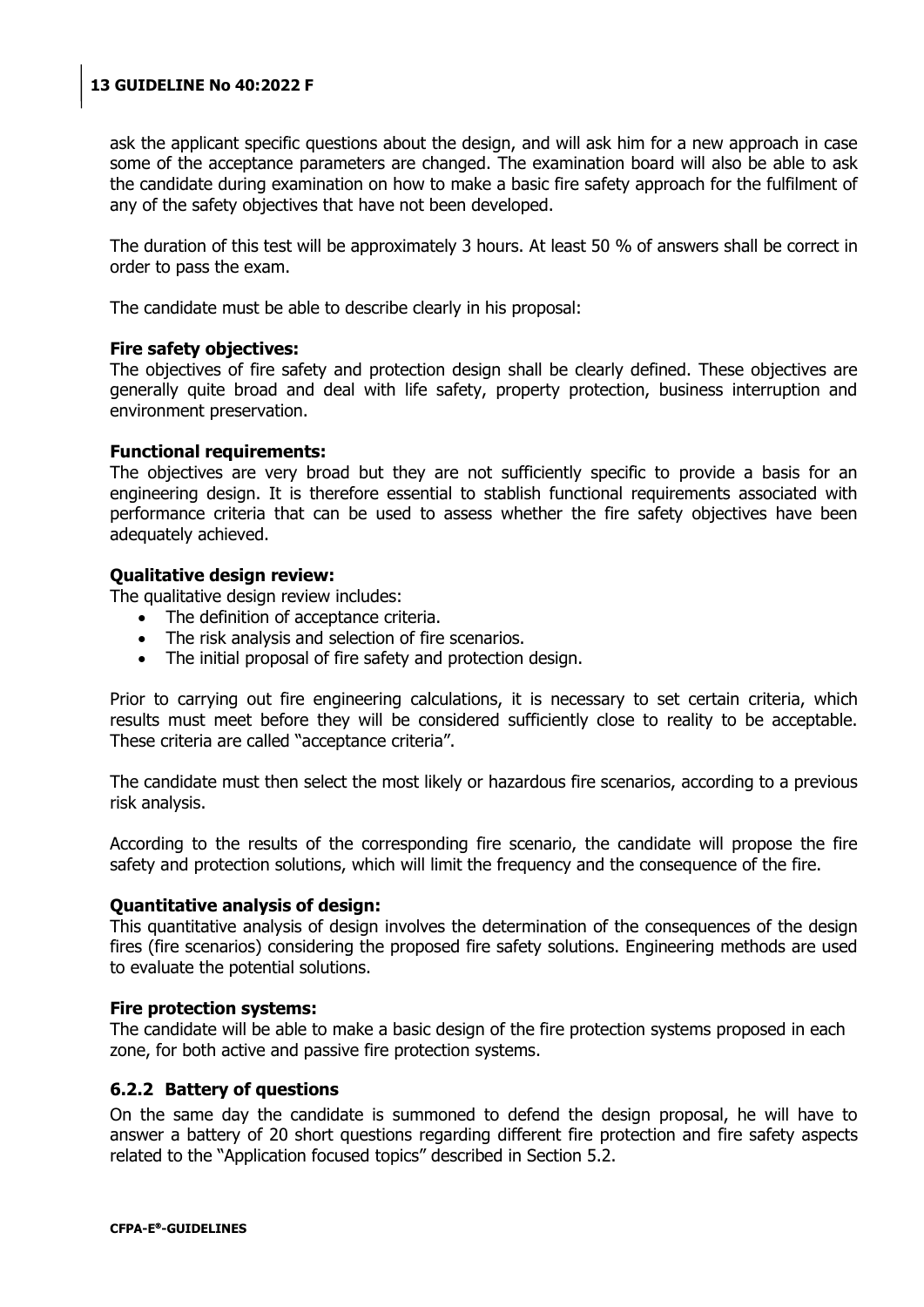ask the applicant specific questions about the design, and will ask him for a new approach in case some of the acceptance parameters are changed. The examination board will also be able to ask the candidate during examination on how to make a basic fire safety approach for the fulfilment of any of the safety objectives that have not been developed.

The duration of this test will be approximately 3 hours. At least 50 % of answers shall be correct in order to pass the exam.

The candidate must be able to describe clearly in his proposal:

**Fire safety objectives:**
The objectives of fire safety and protection design shall be clearly defined. These objectives are generally quite broad and deal with life safety, property protection, business interruption and environment preservation.

**Functional requirements:**
The objectives are very broad but they are not sufficiently specific to provide a basis for an engineering design. It is therefore essential to stablish functional requirements associated with performance criteria that can be used to assess whether the fire safety objectives have been adequately achieved.

**Qualitative design review:**
The qualitative design review includes:

- The definition of acceptance criteria.
- The risk analysis and selection of fire scenarios.
- The initial proposal of fire safety and protection design.

Prior to carrying out fire engineering calculations, it is necessary to set certain criteria, which results must meet before they will be considered sufficiently close to reality to be acceptable. These criteria are called "acceptance criteria".

The candidate must then select the most likely or hazardous fire scenarios, according to a previous risk analysis.

According to the results of the corresponding fire scenario, the candidate will propose the fire safety and protection solutions, which will limit the frequency and the consequence of the fire.

**Quantitative analysis of design:**
This quantitative analysis of design involves the determination of the consequences of the design fires (fire scenarios) considering the proposed fire safety solutions. Engineering methods are used to evaluate the potential solutions.

**Fire protection systems:**
The candidate will be able to make a basic design of the fire protection systems proposed in each zone, for both active and passive fire protection systems.

### 6.2.2 Battery of questions

On the same day the candidate is summoned to defend the design proposal, he will have to answer a battery of 20 short questions regarding different fire protection and fire safety aspects related to the "Application focused topics" described in Section 5.2.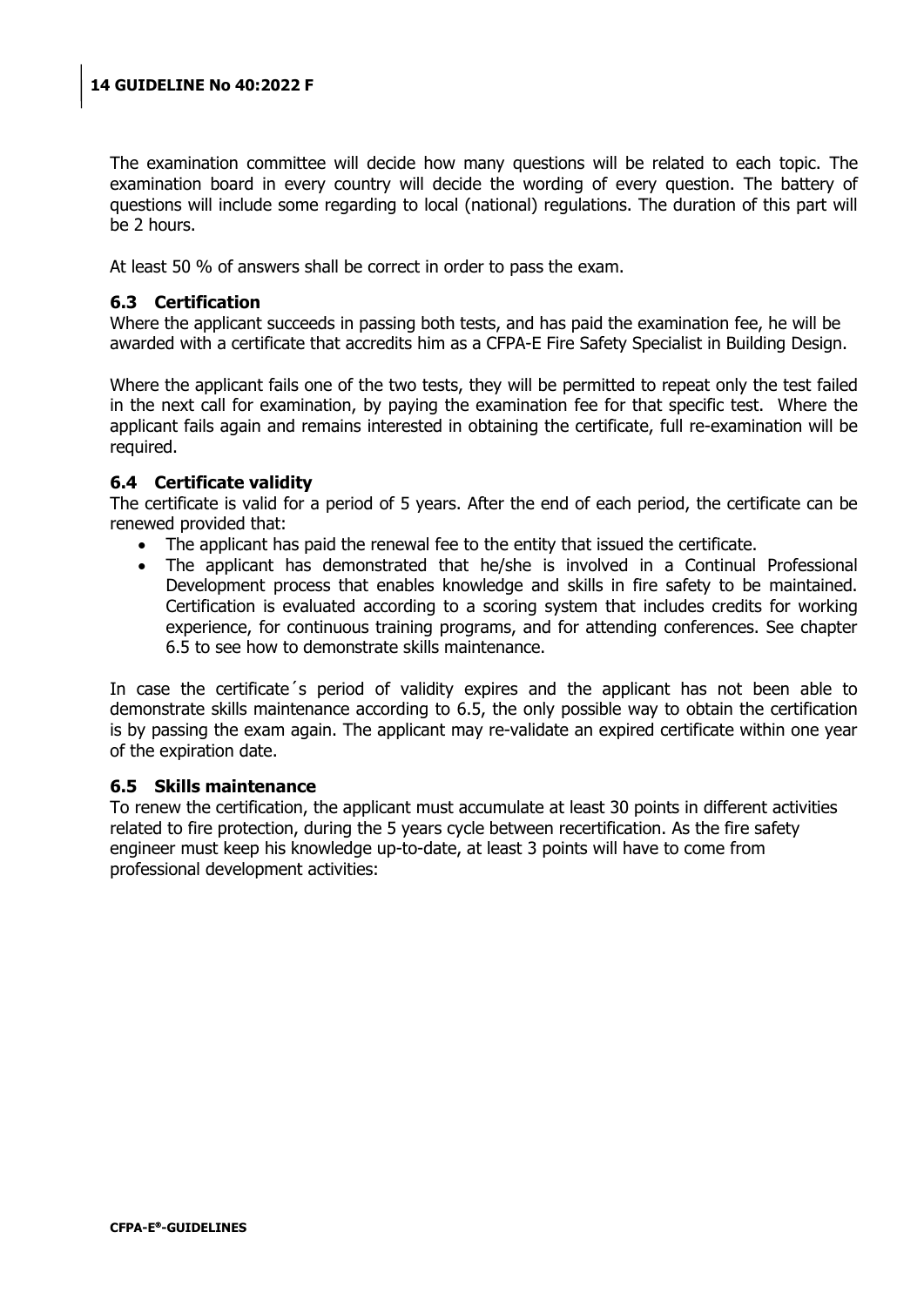The examination committee will decide how many questions will be related to each topic. The examination board in every country will decide the wording of every question. The battery of questions will include some regarding to local (national) regulations. The duration of this part will be 2 hours.

At least 50 % of answers shall be correct in order to pass the exam.

### 6.3 Certification

Where the applicant succeeds in passing both tests, and has paid the examination fee, he will be awarded with a certificate that accredits him as a CFPA-E Fire Safety Specialist in Building Design.

Where the applicant fails one of the two tests, they will be permitted to repeat only the test failed in the next call for examination, by paying the examination fee for that specific test. Where the applicant fails again and remains interested in obtaining the certificate, full re-examination will be required.

### 6.4 Certificate validity

The certificate is valid for a period of 5 years. After the end of each period, the certificate can be renewed provided that:

- The applicant has paid the renewal fee to the entity that issued the certificate.
- The applicant has demonstrated that he/she is involved in a Continual Professional Development process that enables knowledge and skills in fire safety to be maintained. Certification is evaluated according to a scoring system that includes credits for working experience, for continuous training programs, and for attending conferences. See chapter 6.5 to see how to demonstrate skills maintenance.

In case the certificate´s period of validity expires and the applicant has not been able to demonstrate skills maintenance according to 6.5, the only possible way to obtain the certification is by passing the exam again. The applicant may re-validate an expired certificate within one year of the expiration date.

### 6.5 Skills maintenance

To renew the certification, the applicant must accumulate at least 30 points in different activities related to fire protection, during the 5 years cycle between recertification. As the fire safety engineer must keep his knowledge up-to-date, at least 3 points will have to come from professional development activities: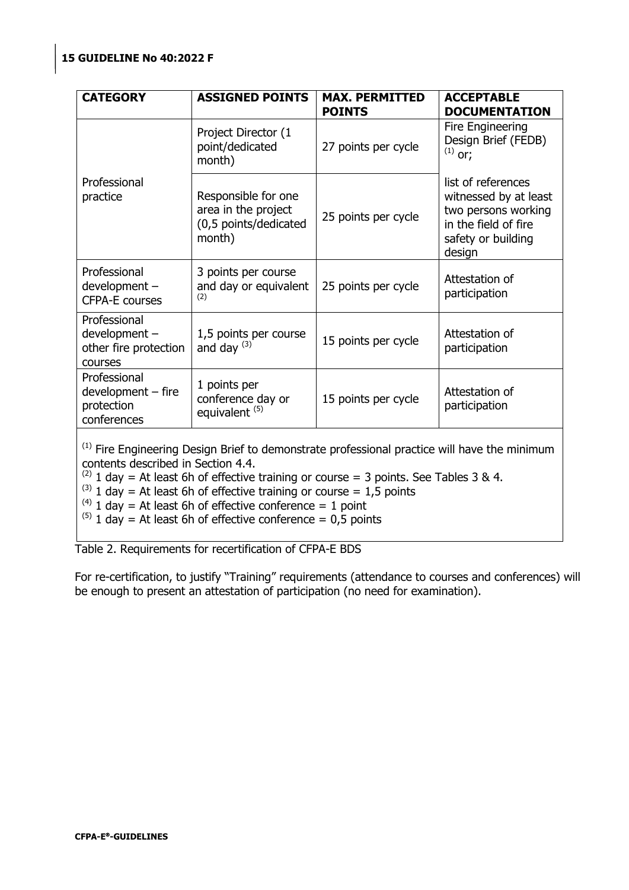| CATEGORY | ASSIGNED POINTS | MAX. PERMITTED POINTS | ACCEPTABLE DOCUMENTATION |
| --- | --- | --- | --- |
| Professional practice | Project Director (1 point/dedicated month) | 27 points per cycle | Fire Engineering Design Brief (FEDB) [(1)] or; |
| | Responsible for one area in the project (0,5 points/dedicated month) | 25 points per cycle | list of references witnessed by at least two persons working in the field of fire safety or building design |
| Professional development – CFPA-E courses | 3 points per course and day or equivalent [(2)] | 25 points per cycle | Attestation of participation |
| Professional development – other fire protection courses | 1,5 points per course and day [(3)] | 15 points per cycle | Attestation of participation |
| Professional development – fire protection conferences | 1 points per conference day or equivalent [(5)] | 15 points per cycle | Attestation of participation |

[(1)] Fire Engineering Design Brief to demonstrate professional practice will have the minimum contents described in Section 4.4.
[(2)] 1 day = At least 6h of effective training or course = 3 points. See Tables 3 & 4.
[(3)] 1 day = At least 6h of effective training or course = 1,5 points
[(4)] 1 day = At least 6h of effective conference = 1 point
[(5)] 1 day = At least 6h of effective conference = 0,5 points

Table 2. Requirements for recertification of CFPA-E BDS

For re-certification, to justify "Training" requirements (attendance to courses and conferences) will be enough to present an attestation of participation (no need for examination).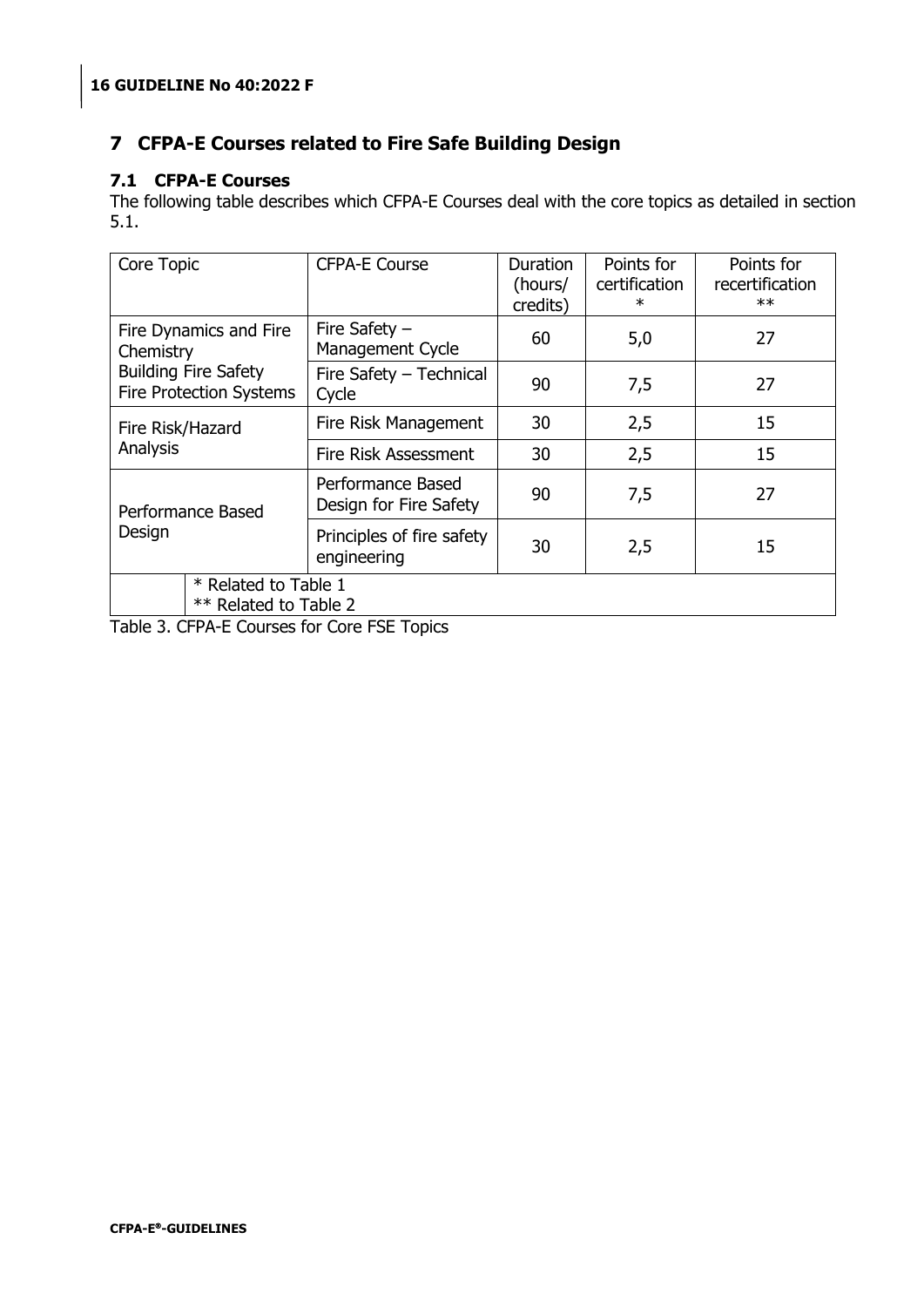## 7 CFPA-E Courses related to Fire Safe Building Design

### 7.1 CFPA-E Courses

The following table describes which CFPA-E Courses deal with the core topics as detailed in section 5.1.

| Core Topic | CFPA-E Course | Duration (hours/ credits) | Points for certification * | Points for recertification ** |
|---|---|---|---|---|
| Fire Dynamics and Fire Chemistry<br>Building Fire Safety<br>Fire Protection Systems | Fire Safety – Management Cycle | 60 | 5,0 | 27 |
| | Fire Safety – Technical Cycle | 90 | 7,5 | 27 |
| Fire Risk/Hazard Analysis | Fire Risk Management | 30 | 2,5 | 15 |
| | Fire Risk Assessment | 30 | 2,5 | 15 |
| Performance Based Design | Performance Based Design for Fire Safety | 90 | 7,5 | 27 |
| | Principles of fire safety engineering | 30 | 2,5 | 15 |
| | * Related to Table 1<br>** Related to Table 2 | | | |

Table 3. CFPA-E Courses for Core FSE Topics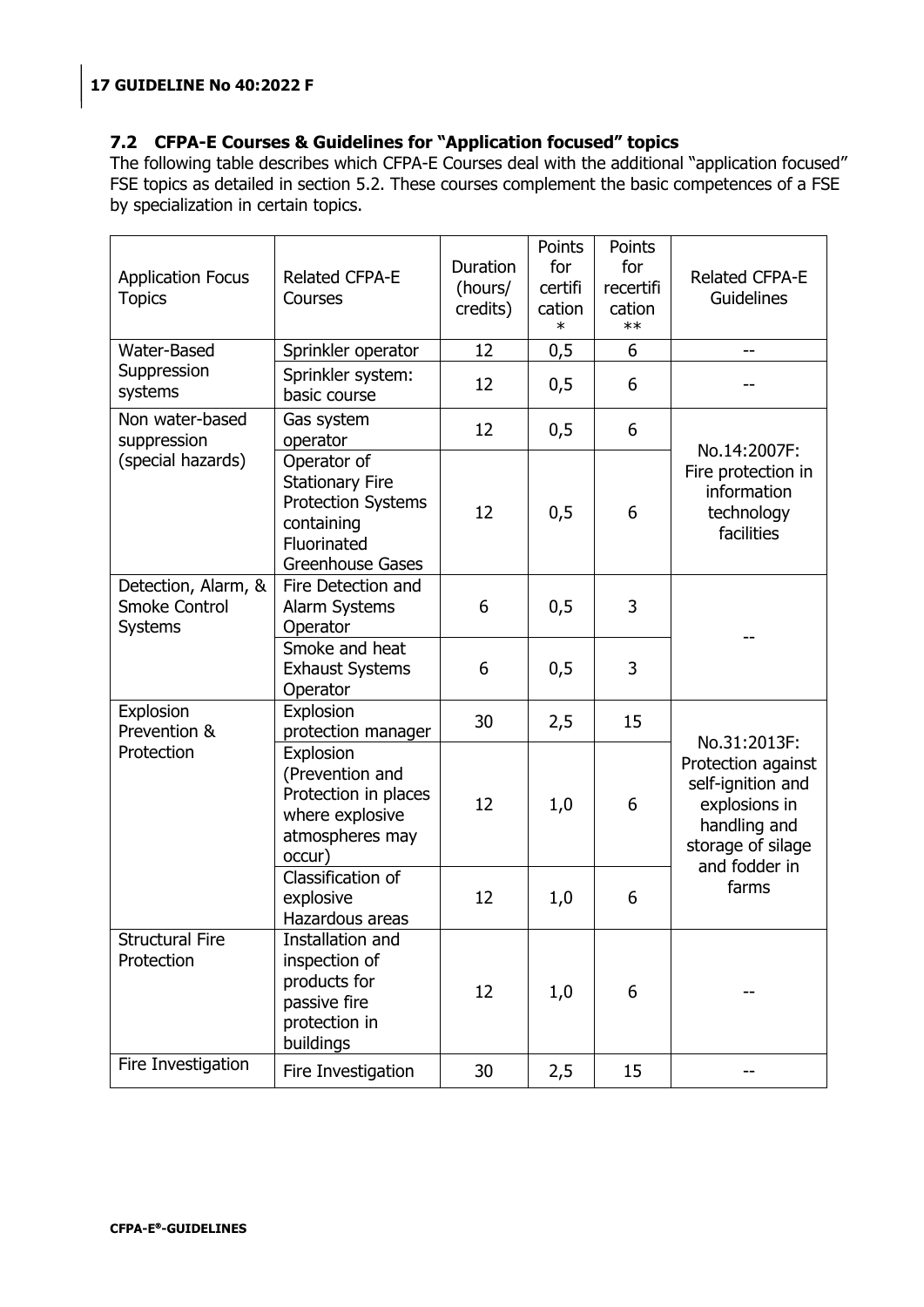### 7.2 CFPA-E Courses & Guidelines for "Application focused" topics

The following table describes which CFPA-E Courses deal with the additional "application focused" FSE topics as detailed in section 5.2. These courses complement the basic competences of a FSE by specialization in certain topics.

| Application Focus Topics | Related CFPA-E Courses | Duration (hours/ credits) | Points for certification * | Points for recertification ** | Related CFPA-E Guidelines |
|---|---|---|---|---|---|
| Water-Based Suppression systems | Sprinkler operator | 12 | 0,5 | 6 | -- |
| | Sprinkler system: basic course | 12 | 0,5 | 6 | -- |
| Non water-based suppression (special hazards) | Gas system operator | 12 | 0,5 | 6 | No.14:2007F: Fire protection in information technology facilities |
| | Operator of Stationary Fire Protection Systems containing Fluorinated Greenhouse Gases | 12 | 0,5 | 6 | |
| Detection, Alarm, & Smoke Control Systems | Fire Detection and Alarm Systems Operator | 6 | 0,5 | 3 | -- |
| | Smoke and heat Exhaust Systems Operator | 6 | 0,5 | 3 | |
| Explosion Prevention & Protection | Explosion protection manager | 30 | 2,5 | 15 | No.31:2013F: Protection against self-ignition and explosions in handling and storage of silage and fodder in farms |
| | Explosion (Prevention and Protection in places where explosive atmospheres may occur) | 12 | 1,0 | 6 | |
| | Classification of explosive Hazardous areas | 12 | 1,0 | 6 | |
| Structural Fire Protection | Installation and inspection of products for passive fire protection in buildings | 12 | 1,0 | 6 | -- |
| Fire Investigation | Fire Investigation | 30 | 2,5 | 15 | -- |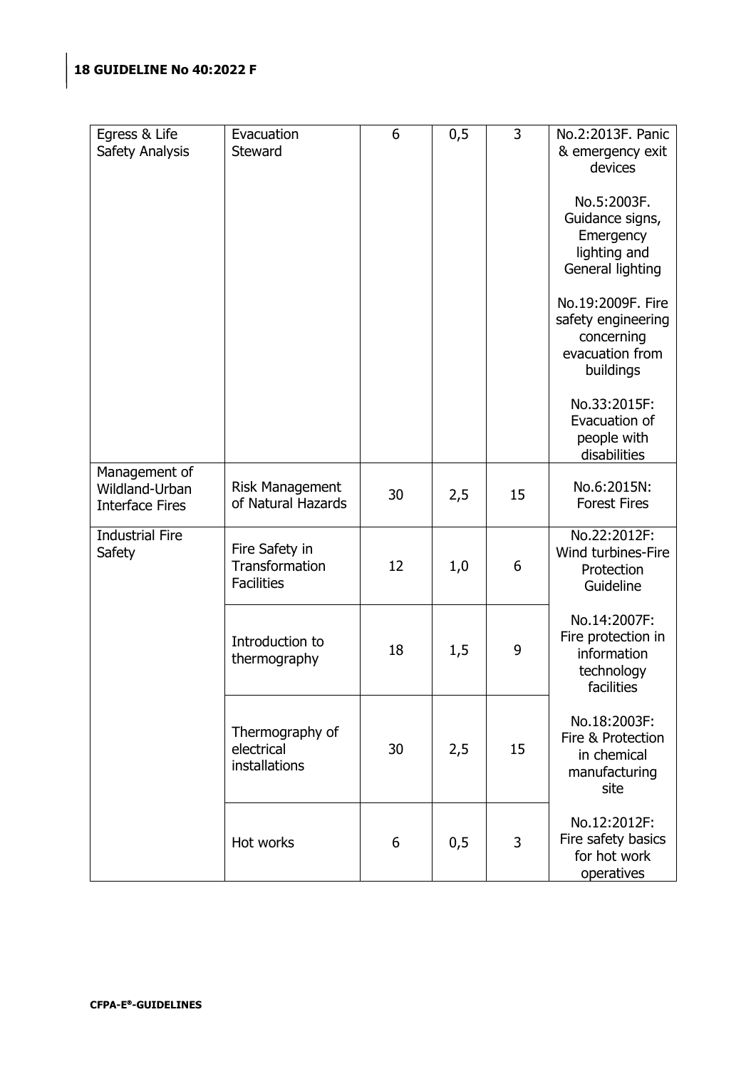| Egress & Life Safety Analysis | Evacuation Steward | 6 | 0,5 | 3 | No.2:2013F. Panic & emergency exit devices<br><br>No.5:2003F. Guidance signs, Emergency lighting and General lighting<br><br>No.19:2009F. Fire safety engineering concerning evacuation from buildings<br><br>No.33:2015F: Evacuation of people with disabilities |
|---|---|---|---|---|---|
| Management of Wildland-Urban Interface Fires | Risk Management of Natural Hazards | 30 | 2,5 | 15 | No.6:2015N: Forest Fires |
| Industrial Fire Safety | Fire Safety in Transformation Facilities | 12 | 1,0 | 6 | No.22:2012F: Wind turbines-Fire Protection Guideline<br><br>No.14:2007F: Fire protection in information technology facilities<br><br>No.18:2003F: Fire & Protection in chemical manufacturing site<br><br>No.12:2012F: Fire safety basics for hot work operatives |
| | Introduction to thermography | 18 | 1,5 | 9 | |
| | Thermography of electrical installations | 30 | 2,5 | 15 | |
| | Hot works | 6 | 0,5 | 3 | |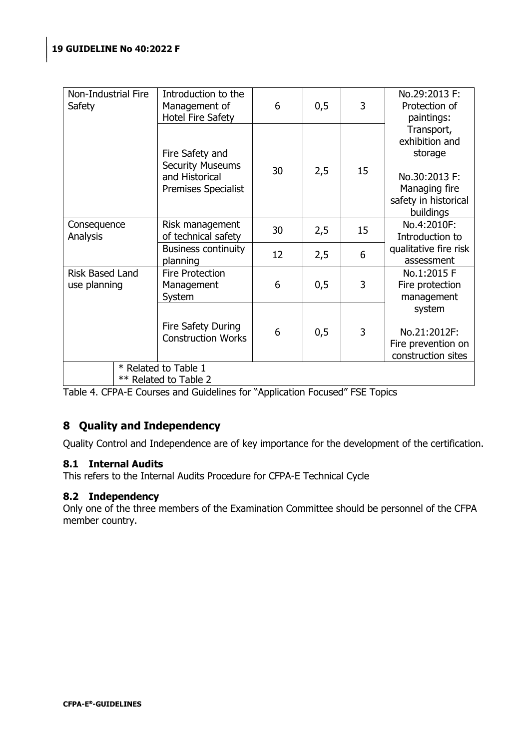| Non-Industrial Fire Safety | Introduction to the Management of Hotel Fire Safety | 6 | 0,5 | 3 | No.29:2013 F: Protection of paintings: Transport, exhibition and storage<br><br>No.30:2013 F: Managing fire safety in historical buildings |
|---|---|---|---|---|---|
| | Fire Safety and Security Museums and Historical Premises Specialist | 30 | 2,5 | 15 | |
| Consequence Analysis | Risk management of technical safety | 30 | 2,5 | 15 | No.4:2010F: Introduction to qualitative fire risk assessment |
| | Business continuity planning | 12 | 2,5 | 6 | |
| Risk Based Land use planning | Fire Protection Management System | 6 | 0,5 | 3 | No.1:2015 F Fire protection management system<br><br>No.21:2012F: Fire prevention on construction sites |
| | Fire Safety During Construction Works | 6 | 0,5 | 3 | |
| | * Related to Table 1<br>** Related to Table 2 | | | | |

Table 4. CFPA-E Courses and Guidelines for "Application Focused" FSE Topics

## 8 Quality and Independency

Quality Control and Independence are of key importance for the development of the certification.

### 8.1 Internal Audits

This refers to the Internal Audits Procedure for CFPA-E Technical Cycle

### 8.2 Independency

Only one of the three members of the Examination Committee should be personnel of the CFPA member country.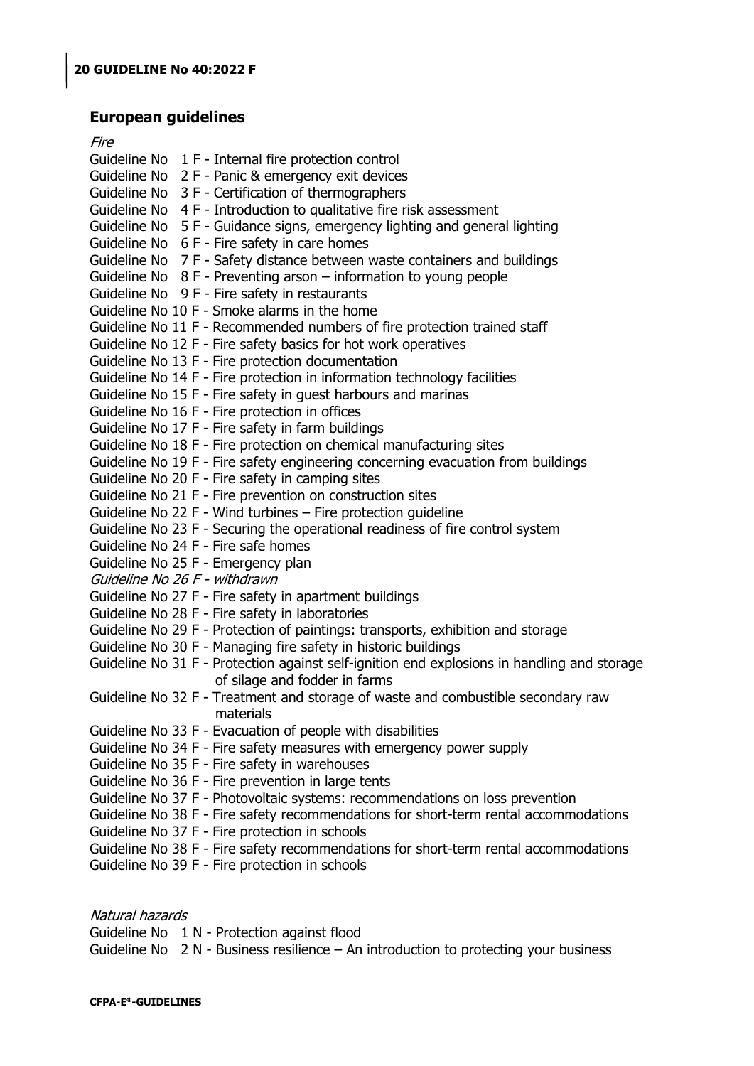## European guidelines

*Fire*

Guideline No 1 F - Internal fire protection control
Guideline No 2 F - Panic & emergency exit devices
Guideline No 3 F - Certification of thermographers
Guideline No 4 F - Introduction to qualitative fire risk assessment
Guideline No 5 F - Guidance signs, emergency lighting and general lighting
Guideline No 6 F - Fire safety in care homes
Guideline No 7 F - Safety distance between waste containers and buildings
Guideline No 8 F - Preventing arson – information to young people
Guideline No 9 F - Fire safety in restaurants
Guideline No 10 F - Smoke alarms in the home
Guideline No 11 F - Recommended numbers of fire protection trained staff
Guideline No 12 F - Fire safety basics for hot work operatives
Guideline No 13 F - Fire protection documentation
Guideline No 14 F - Fire protection in information technology facilities
Guideline No 15 F - Fire safety in guest harbours and marinas
Guideline No 16 F - Fire protection in offices
Guideline No 17 F - Fire safety in farm buildings
Guideline No 18 F - Fire protection on chemical manufacturing sites
Guideline No 19 F - Fire safety engineering concerning evacuation from buildings
Guideline No 20 F - Fire safety in camping sites
Guideline No 21 F - Fire prevention on construction sites
Guideline No 22 F - Wind turbines – Fire protection guideline
Guideline No 23 F - Securing the operational readiness of fire control system
Guideline No 24 F - Fire safe homes
Guideline No 25 F - Emergency plan
*Guideline No 26 F - withdrawn*
Guideline No 27 F - Fire safety in apartment buildings
Guideline No 28 F - Fire safety in laboratories
Guideline No 29 F - Protection of paintings: transports, exhibition and storage
Guideline No 30 F - Managing fire safety in historic buildings
Guideline No 31 F - Protection against self-ignition end explosions in handling and storage of silage and fodder in farms
Guideline No 32 F - Treatment and storage of waste and combustible secondary raw materials
Guideline No 33 F - Evacuation of people with disabilities
Guideline No 34 F - Fire safety measures with emergency power supply
Guideline No 35 F - Fire safety in warehouses
Guideline No 36 F - Fire prevention in large tents
Guideline No 37 F - Photovoltaic systems: recommendations on loss prevention
Guideline No 38 F - Fire safety recommendations for short-term rental accommodations
Guideline No 37 F - Fire protection in schools
Guideline No 38 F - Fire safety recommendations for short-term rental accommodations
Guideline No 39 F - Fire protection in schools

*Natural hazards*

Guideline No 1 N - Protection against flood
Guideline No 2 N - Business resilience – An introduction to protecting your business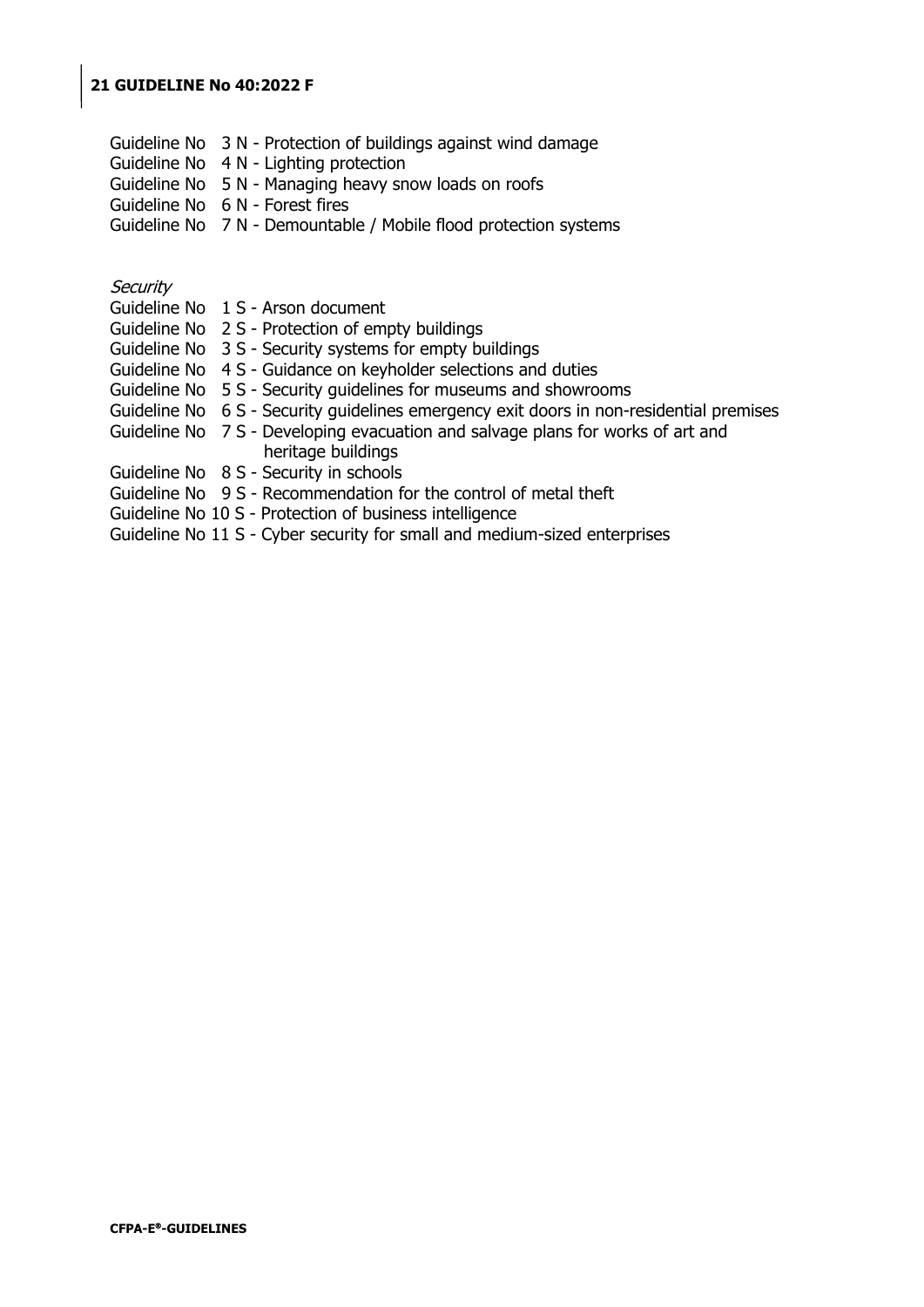Guideline No 3 N - Protection of buildings against wind damage
Guideline No 4 N - Lighting protection
Guideline No 5 N - Managing heavy snow loads on roofs
Guideline No 6 N - Forest fires
Guideline No 7 N - Demountable / Mobile flood protection systems

*Security*

Guideline No 1 S - Arson document
Guideline No 2 S - Protection of empty buildings
Guideline No 3 S - Security systems for empty buildings
Guideline No 4 S - Guidance on keyholder selections and duties
Guideline No 5 S - Security guidelines for museums and showrooms
Guideline No 6 S - Security guidelines emergency exit doors in non-residential premises
Guideline No 7 S - Developing evacuation and salvage plans for works of art and heritage buildings
Guideline No 8 S - Security in schools
Guideline No 9 S - Recommendation for the control of metal theft
Guideline No 10 S - Protection of business intelligence
Guideline No 11 S - Cyber security for small and medium-sized enterprises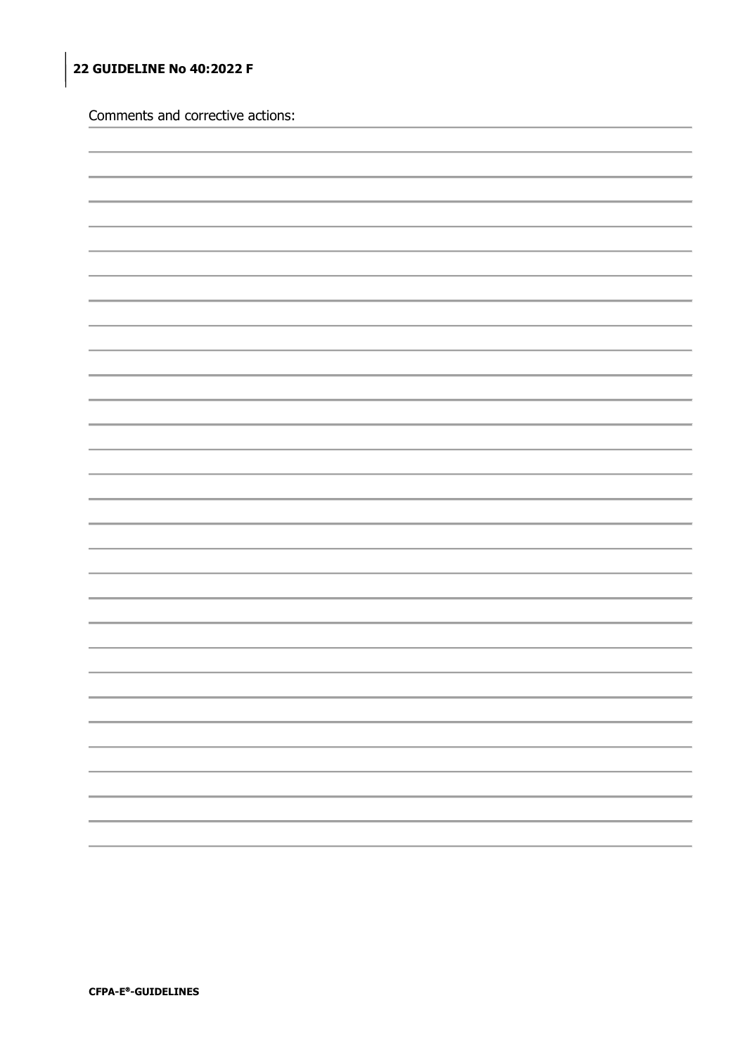Comments and corrective actions: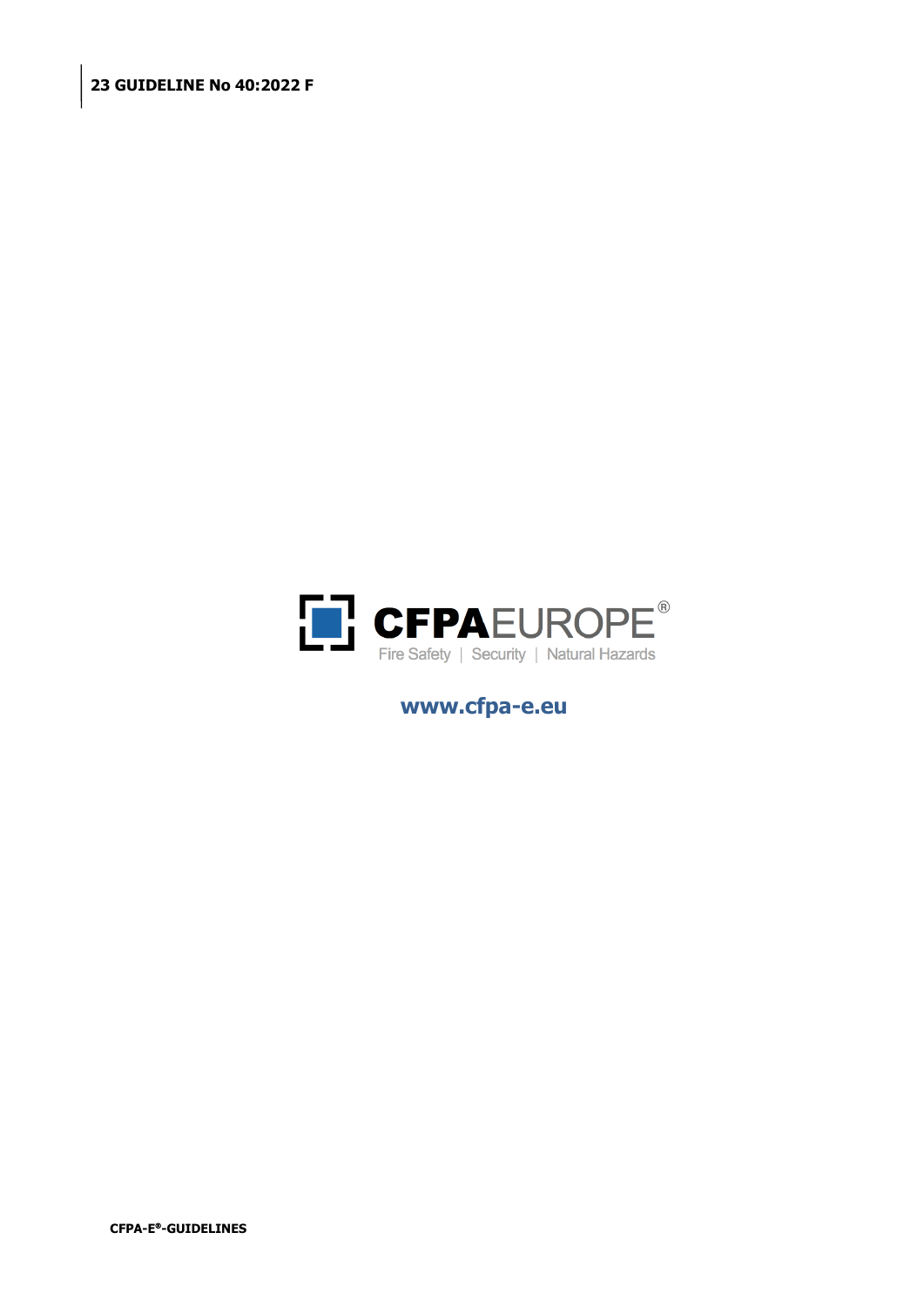CFPA EUROPE®

Fire Safety | Security | Natural Hazards

**www.cfpa-e.eu**